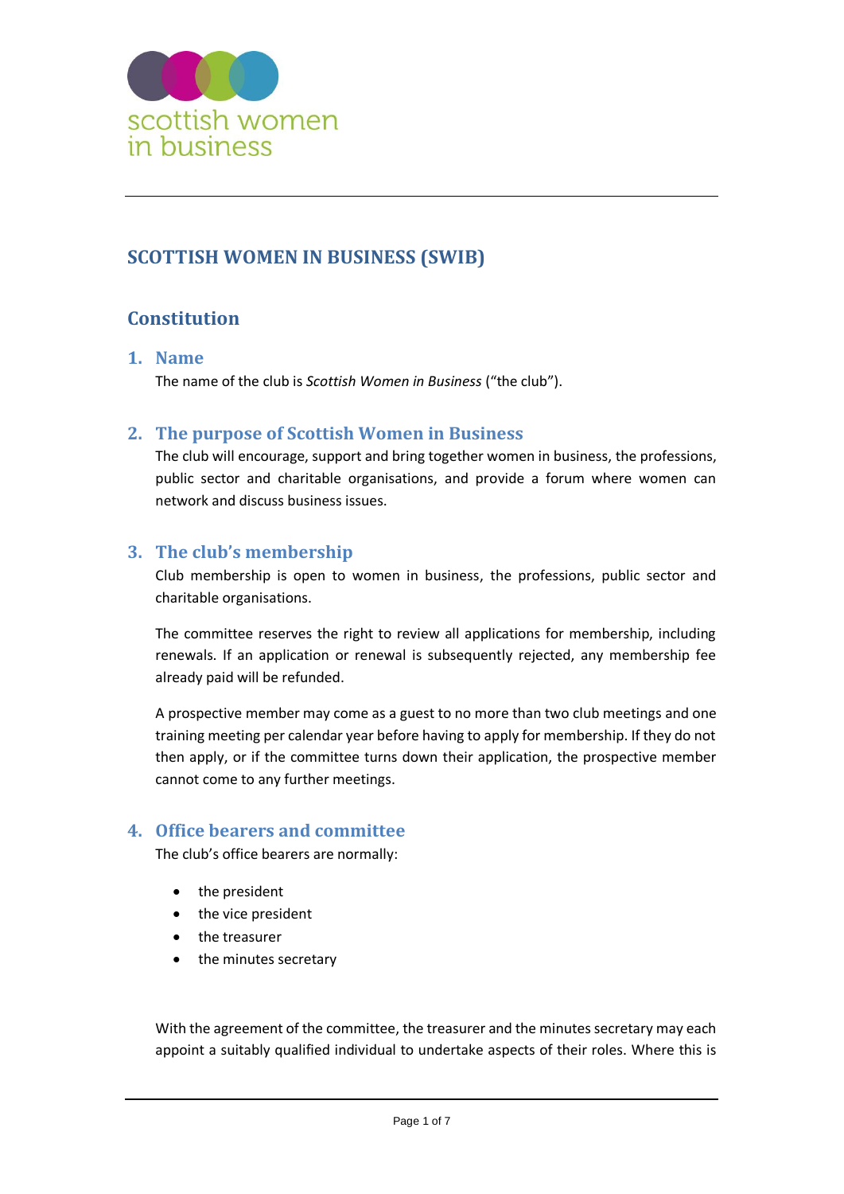scottish women in business

# SCOTTISH WOMEN IN BUSINESS (SWIB)

## Constitution

### 1. Name

The name of the club is *Scottish Women in Business* ("the club").

### 2. The purpose of Scottish Women in Business

The club will encourage, support and bring together women in business, the professions, public sector and charitable organisations, and provide a forum where women can network and discuss business issues.

### 3. The club's membership

Club membership is open to women in business, the professions, public sector and charitable organisations.

The committee reserves the right to review all applications for membership, including renewals. If an application or renewal is subsequently rejected, any membership fee already paid will be refunded.

A prospective member may come as a guest to no more than two club meetings and one training meeting per calendar year before having to apply for membership. If they do not then apply, or if the committee turns down their application, the prospective member cannot come to any further meetings.

### 4. Office bearers and committee

The club's office bearers are normally:

- the president
- the vice president
- the treasurer
- the minutes secretary

With the agreement of the committee, the treasurer and the minutes secretary may each appoint a suitably qualified individual to undertake aspects of their roles. Where this is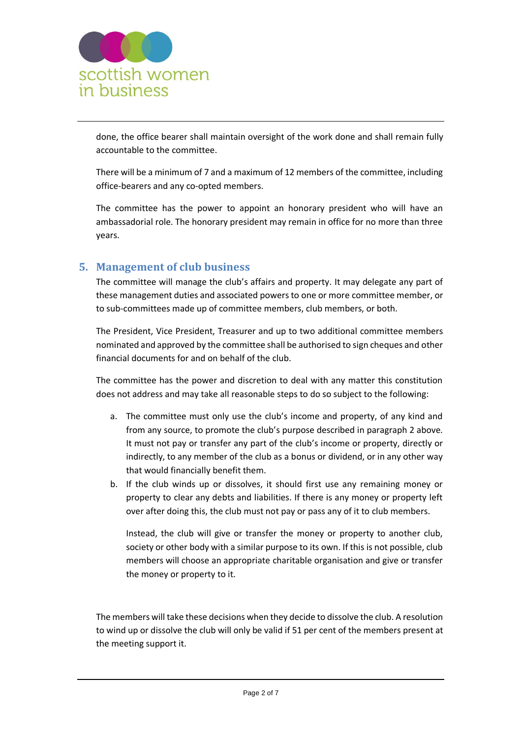done, the office bearer shall maintain oversight of the work done and shall remain fully accountable to the committee.

There will be a minimum of 7 and a maximum of 12 members of the committee, including office-bearers and any co-opted members.

The committee has the power to appoint an honorary president who will have an ambassadorial role. The honorary president may remain in office for no more than three years.

## 5. Management of club business

The committee will manage the club's affairs and property. It may delegate any part of these management duties and associated powers to one or more committee member, or to sub-committees made up of committee members, club members, or both.

The President, Vice President, Treasurer and up to two additional committee members nominated and approved by the committee shall be authorised to sign cheques and other financial documents for and on behalf of the club.

The committee has the power and discretion to deal with any matter this constitution does not address and may take all reasonable steps to do so subject to the following:

a. The committee must only use the club's income and property, of any kind and from any source, to promote the club's purpose described in paragraph 2 above. It must not pay or transfer any part of the club's income or property, directly or indirectly, to any member of the club as a bonus or dividend, or in any other way that would financially benefit them.
b. If the club winds up or dissolves, it should first use any remaining money or property to clear any debts and liabilities. If there is any money or property left over after doing this, the club must not pay or pass any of it to club members.

   Instead, the club will give or transfer the money or property to another club, society or other body with a similar purpose to its own. If this is not possible, club members will choose an appropriate charitable organisation and give or transfer the money or property to it.

The members will take these decisions when they decide to dissolve the club. A resolution to wind up or dissolve the club will only be valid if 51 per cent of the members present at the meeting support it.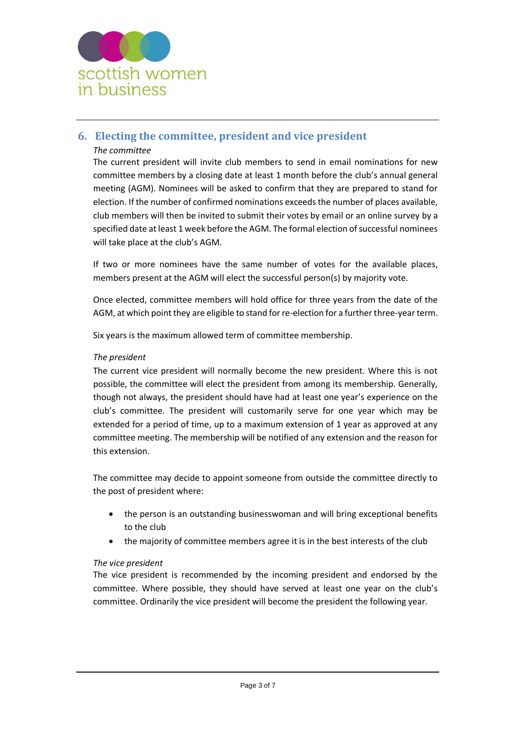## 6. Electing the committee, president and vice president

*The committee*

The current president will invite club members to send in email nominations for new committee members by a closing date at least 1 month before the club's annual general meeting (AGM). Nominees will be asked to confirm that they are prepared to stand for election. If the number of confirmed nominations exceeds the number of places available, club members will then be invited to submit their votes by email or an online survey by a specified date at least 1 week before the AGM. The formal election of successful nominees will take place at the club's AGM.

If two or more nominees have the same number of votes for the available places, members present at the AGM will elect the successful person(s) by majority vote.

Once elected, committee members will hold office for three years from the date of the AGM, at which point they are eligible to stand for re-election for a further three-year term.

Six years is the maximum allowed term of committee membership.

*The president*

The current vice president will normally become the new president. Where this is not possible, the committee will elect the president from among its membership. Generally, though not always, the president should have had at least one year's experience on the club's committee. The president will customarily serve for one year which may be extended for a period of time, up to a maximum extension of 1 year as approved at any committee meeting. The membership will be notified of any extension and the reason for this extension.

The committee may decide to appoint someone from outside the committee directly to the post of president where:

- the person is an outstanding businesswoman and will bring exceptional benefits to the club
- the majority of committee members agree it is in the best interests of the club

*The vice president*

The vice president is recommended by the incoming president and endorsed by the committee. Where possible, they should have served at least one year on the club's committee. Ordinarily the vice president will become the president the following year.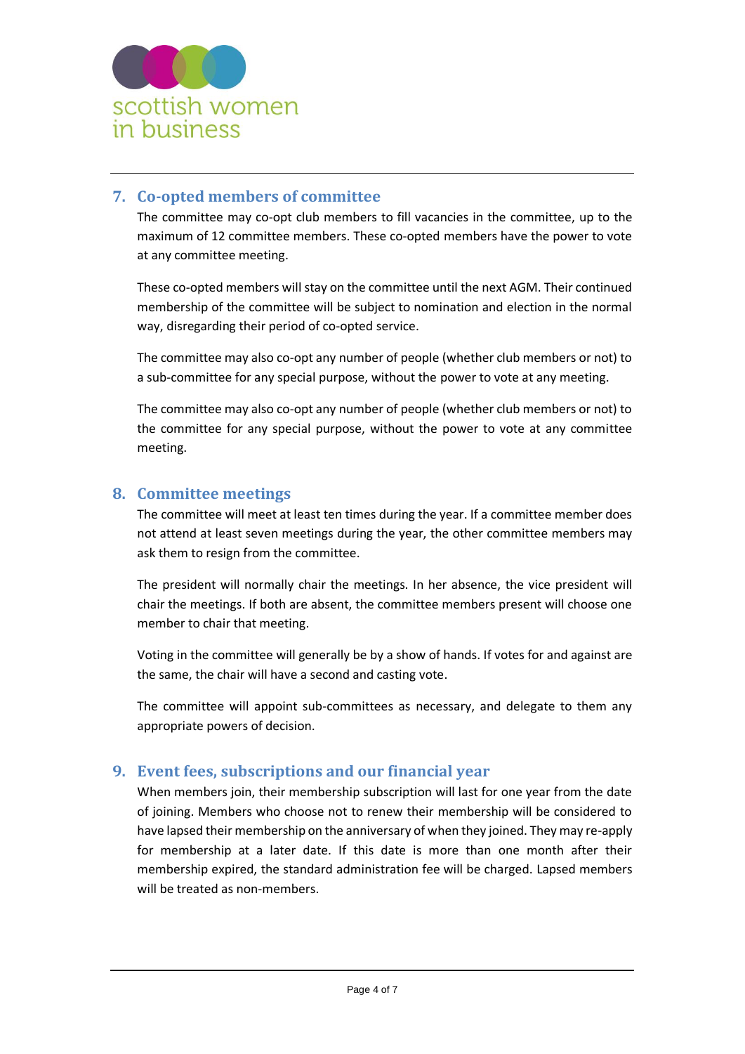## 7. Co-opted members of committee

The committee may co-opt club members to fill vacancies in the committee, up to the maximum of 12 committee members. These co-opted members have the power to vote at any committee meeting.

These co-opted members will stay on the committee until the next AGM. Their continued membership of the committee will be subject to nomination and election in the normal way, disregarding their period of co-opted service.

The committee may also co-opt any number of people (whether club members or not) to a sub-committee for any special purpose, without the power to vote at any meeting.

The committee may also co-opt any number of people (whether club members or not) to the committee for any special purpose, without the power to vote at any committee meeting.

## 8. Committee meetings

The committee will meet at least ten times during the year. If a committee member does not attend at least seven meetings during the year, the other committee members may ask them to resign from the committee.

The president will normally chair the meetings. In her absence, the vice president will chair the meetings. If both are absent, the committee members present will choose one member to chair that meeting.

Voting in the committee will generally be by a show of hands. If votes for and against are the same, the chair will have a second and casting vote.

The committee will appoint sub-committees as necessary, and delegate to them any appropriate powers of decision.

## 9. Event fees, subscriptions and our financial year

When members join, their membership subscription will last for one year from the date of joining. Members who choose not to renew their membership will be considered to have lapsed their membership on the anniversary of when they joined. They may re-apply for membership at a later date. If this date is more than one month after their membership expired, the standard administration fee will be charged. Lapsed members will be treated as non-members.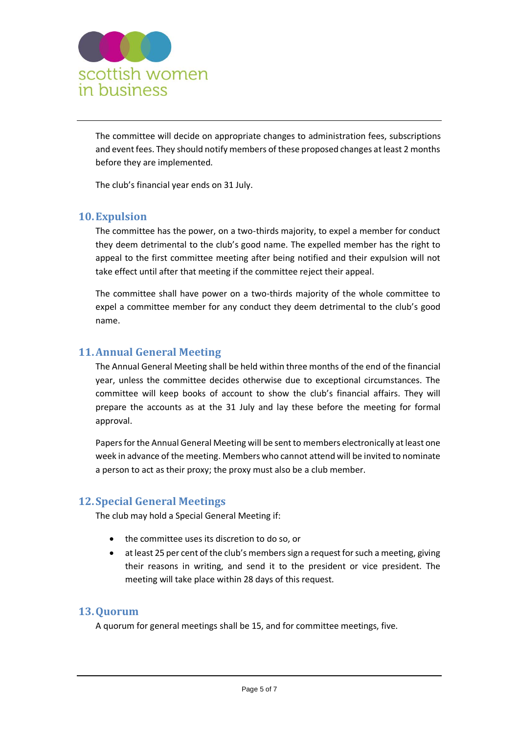The committee will decide on appropriate changes to administration fees, subscriptions and event fees. They should notify members of these proposed changes at least 2 months before they are implemented.

The club's financial year ends on 31 July.

## 10. Expulsion

The committee has the power, on a two-thirds majority, to expel a member for conduct they deem detrimental to the club's good name. The expelled member has the right to appeal to the first committee meeting after being notified and their expulsion will not take effect until after that meeting if the committee reject their appeal.

The committee shall have power on a two-thirds majority of the whole committee to expel a committee member for any conduct they deem detrimental to the club's good name.

## 11. Annual General Meeting

The Annual General Meeting shall be held within three months of the end of the financial year, unless the committee decides otherwise due to exceptional circumstances. The committee will keep books of account to show the club's financial affairs. They will prepare the accounts as at the 31 July and lay these before the meeting for formal approval.

Papers for the Annual General Meeting will be sent to members electronically at least one week in advance of the meeting. Members who cannot attend will be invited to nominate a person to act as their proxy; the proxy must also be a club member.

## 12. Special General Meetings

The club may hold a Special General Meeting if:

- the committee uses its discretion to do so, or
- at least 25 per cent of the club's members sign a request for such a meeting, giving their reasons in writing, and send it to the president or vice president. The meeting will take place within 28 days of this request.

## 13. Quorum

A quorum for general meetings shall be 15, and for committee meetings, five.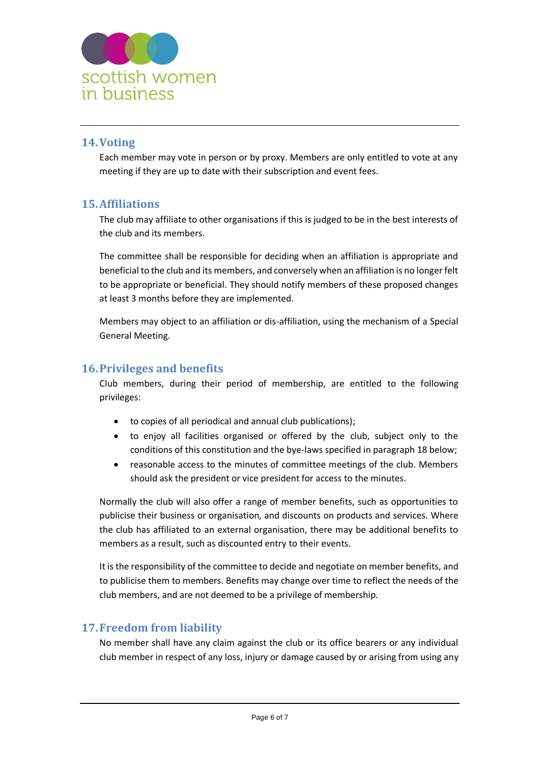## 14. Voting

Each member may vote in person or by proxy. Members are only entitled to vote at any meeting if they are up to date with their subscription and event fees.

## 15. Affiliations

The club may affiliate to other organisations if this is judged to be in the best interests of the club and its members.

The committee shall be responsible for deciding when an affiliation is appropriate and beneficial to the club and its members, and conversely when an affiliation is no longer felt to be appropriate or beneficial. They should notify members of these proposed changes at least 3 months before they are implemented.

Members may object to an affiliation or dis-affiliation, using the mechanism of a Special General Meeting.

## 16. Privileges and benefits

Club members, during their period of membership, are entitled to the following privileges:

- to copies of all periodical and annual club publications);
- to enjoy all facilities organised or offered by the club, subject only to the conditions of this constitution and the bye-laws specified in paragraph 18 below;
- reasonable access to the minutes of committee meetings of the club. Members should ask the president or vice president for access to the minutes.

Normally the club will also offer a range of member benefits, such as opportunities to publicise their business or organisation, and discounts on products and services. Where the club has affiliated to an external organisation, there may be additional benefits to members as a result, such as discounted entry to their events.

It is the responsibility of the committee to decide and negotiate on member benefits, and to publicise them to members. Benefits may change over time to reflect the needs of the club members, and are not deemed to be a privilege of membership.

## 17. Freedom from liability

No member shall have any claim against the club or its office bearers or any individual club member in respect of any loss, injury or damage caused by or arising from using any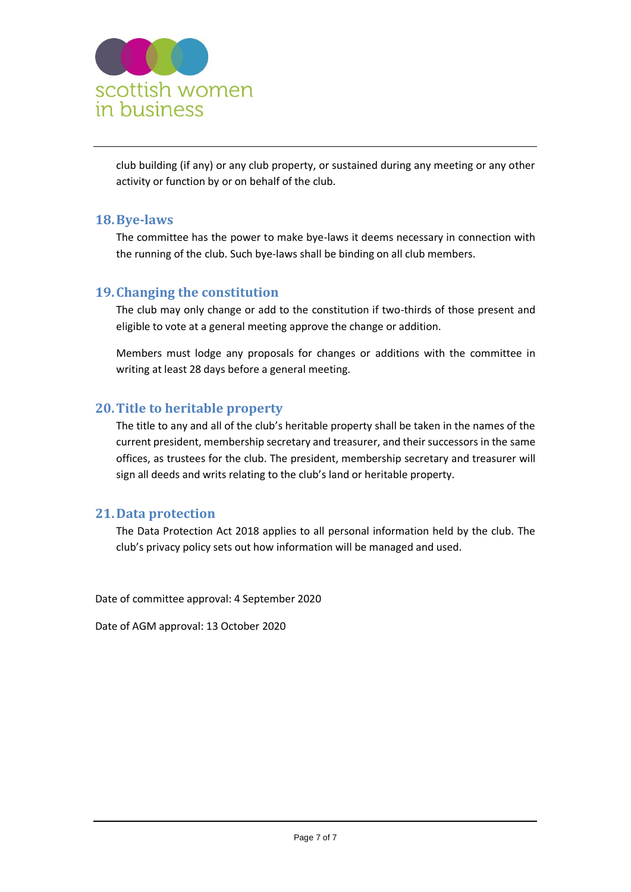club building (if any) or any club property, or sustained during any meeting or any other activity or function by or on behalf of the club.

## 18. Bye-laws

The committee has the power to make bye-laws it deems necessary in connection with the running of the club. Such bye-laws shall be binding on all club members.

## 19. Changing the constitution

The club may only change or add to the constitution if two-thirds of those present and eligible to vote at a general meeting approve the change or addition.

Members must lodge any proposals for changes or additions with the committee in writing at least 28 days before a general meeting.

## 20. Title to heritable property

The title to any and all of the club's heritable property shall be taken in the names of the current president, membership secretary and treasurer, and their successors in the same offices, as trustees for the club. The president, membership secretary and treasurer will sign all deeds and writs relating to the club's land or heritable property.

## 21. Data protection

The Data Protection Act 2018 applies to all personal information held by the club. The club's privacy policy sets out how information will be managed and used.

Date of committee approval: 4 September 2020

Date of AGM approval: 13 October 2020